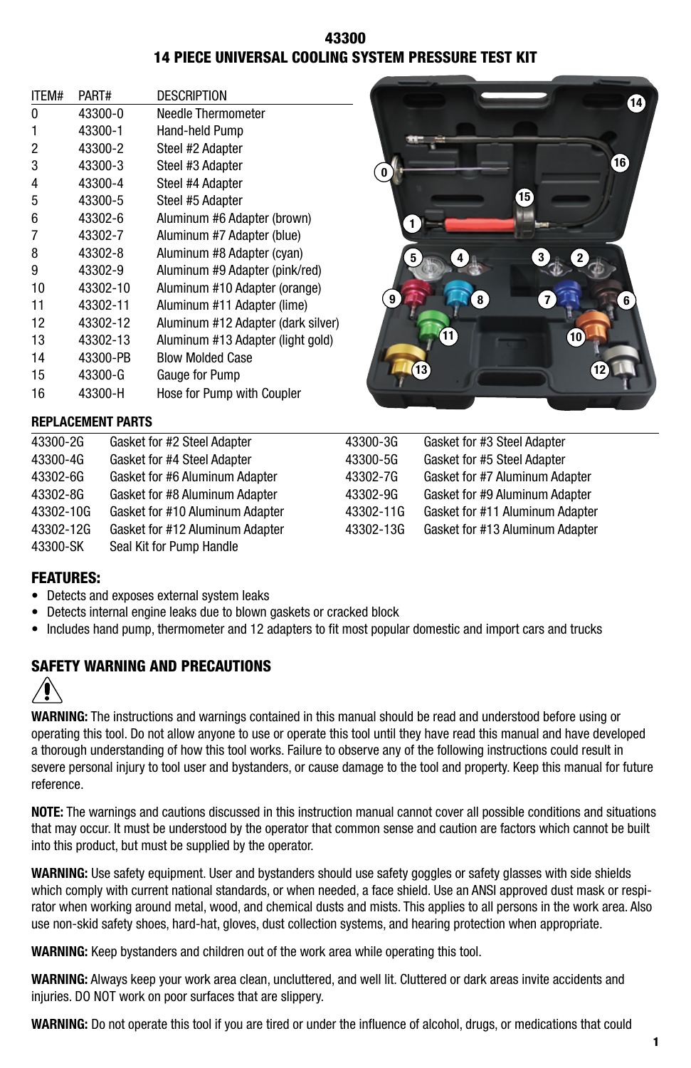# 43300
# 14 PIECE UNIVERSAL COOLING SYSTEM PRESSURE TEST KIT

| ITEM# | PART# | DESCRIPTION |
|---|---|---|
| 0 | 43300-0 | Needle Thermometer |
| 1 | 43300-1 | Hand-held Pump |
| 2 | 43300-2 | Steel #2 Adapter |
| 3 | 43300-3 | Steel #3 Adapter |
| 4 | 43300-4 | Steel #4 Adapter |
| 5 | 43300-5 | Steel #5 Adapter |
| 6 | 43302-6 | Aluminum #6 Adapter (brown) |
| 7 | 43302-7 | Aluminum #7 Adapter (blue) |
| 8 | 43302-8 | Aluminum #8 Adapter (cyan) |
| 9 | 43302-9 | Aluminum #9 Adapter (pink/red) |
| 10 | 43302-10 | Aluminum #10 Adapter (orange) |
| 11 | 43302-11 | Aluminum #11 Adapter (lime) |
| 12 | 43302-12 | Aluminum #12 Adapter (dark silver) |
| 13 | 43302-13 | Aluminum #13 Adapter (light gold) |
| 14 | 43300-PB | Blow Molded Case |
| 15 | 43300-G | Gauge for Pump |
| 16 | 43300-H | Hose for Pump with Coupler |

## REPLACEMENT PARTS

| | | | |
|---|---|---|---|
| 43300-2G | Gasket for #2 Steel Adapter | 43300-3G | Gasket for #3 Steel Adapter |
| 43300-4G | Gasket for #4 Steel Adapter | 43300-5G | Gasket for #5 Steel Adapter |
| 43302-6G | Gasket for #6 Aluminum Adapter | 43302-7G | Gasket for #7 Aluminum Adapter |
| 43302-8G | Gasket for #8 Aluminum Adapter | 43302-9G | Gasket for #9 Aluminum Adapter |
| 43302-10G | Gasket for #10 Aluminum Adapter | 43302-11G | Gasket for #11 Aluminum Adapter |
| 43302-12G | Gasket for #12 Aluminum Adapter | 43302-13G | Gasket for #13 Aluminum Adapter |
| 43300-SK | Seal Kit for Pump Handle | | |

## FEATURES:

- Detects and exposes external system leaks
- Detects internal engine leaks due to blown gaskets or cracked block
- Includes hand pump, thermometer and 12 adapters to fit most popular domestic and import cars and trucks

## SAFETY WARNING AND PRECAUTIONS

**WARNING:** The instructions and warnings contained in this manual should be read and understood before using or operating this tool. Do not allow anyone to use or operate this tool until they have read this manual and have developed a thorough understanding of how this tool works. Failure to observe any of the following instructions could result in severe personal injury to tool user and bystanders, or cause damage to the tool and property. Keep this manual for future reference.

**NOTE:** The warnings and cautions discussed in this instruction manual cannot cover all possible conditions and situations that may occur. It must be understood by the operator that common sense and caution are factors which cannot be built into this product, but must be supplied by the operator.

**WARNING:** Use safety equipment. User and bystanders should use safety goggles or safety glasses with side shields which comply with current national standards, or when needed, a face shield. Use an ANSI approved dust mask or respirator when working around metal, wood, and chemical dusts and mists. This applies to all persons in the work area. Also use non-skid safety shoes, hard-hat, gloves, dust collection systems, and hearing protection when appropriate.

**WARNING:** Keep bystanders and children out of the work area while operating this tool.

**WARNING:** Always keep your work area clean, uncluttered, and well lit. Cluttered or dark areas invite accidents and injuries. DO NOT work on poor surfaces that are slippery.

**WARNING:** Do not operate this tool if you are tired or under the influence of alcohol, drugs, or medications that could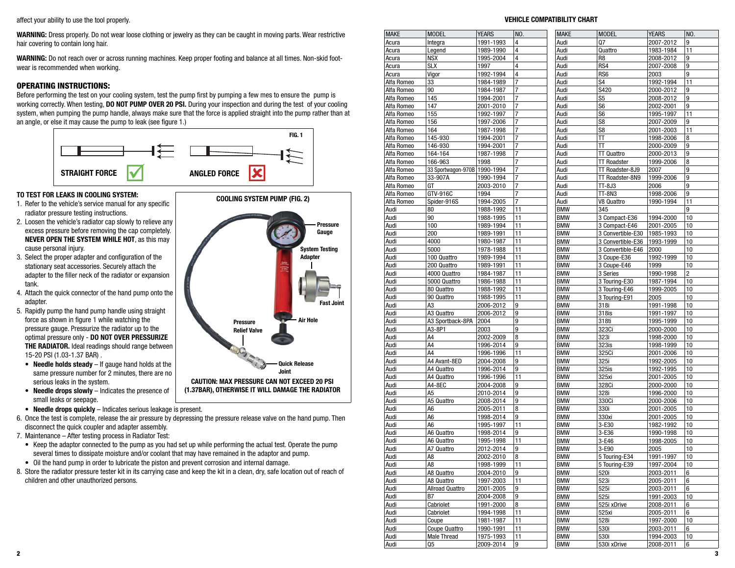affect your ability to use the tool properly.

**WARNING:** Dress properly. Do not wear loose clothing or jewelry as they can be caught in moving parts. Wear restrictive hair covering to contain long hair.

**WARNING:** Do not reach over or across running machines. Keep proper footing and balance at all times. Non-skid foot-wear is recommended when working.

## OPERATING INSTRUCTIONS:

Before performing the test on your cooling system, test the pump first by pumping a few mes to ensure the pump is working correctly. When testing, **DO NOT PUMP OVER 20 PSI.** During your inspection and during the test of your cooling system, when pumping the pump handle, always make sure that the force is applied straight into the pump rather than at an angle, or else it may cause the pump to leak (see figure 1.)

FIG. 1

STRAIGHT FORCE ✓ ANGLED FORCE ✗

### TO TEST FOR LEAKS IN COOLING SYSTEM:

1. Refer to the vehicle's service manual for any specific radiator pressure testing instructions.
2. Loosen the vehicle's radiator cap slowly to relieve any excess pressure before removing the cap completely. **NEVER OPEN THE SYSTEM WHILE HOT**, as this may cause personal injury.
3. Select the proper adapter and configuration of the stationary seat accessories. Securely attach the adapter to the filler neck of the radiator or expansion tank.
4. Attach the quick connector of the hand pump onto the adapter.
5. Rapidly pump the hand pump handle using straight force as shown in figure 1 while watching the pressure gauge. Pressurize the radiator up to the optimal pressure only - **DO NOT OVER PRESSURIZE THE RADIATOR.** Ideal readings should range between 15-20 PSI (1.03-1.37 BAR) .
   - **Needle holds steady** – If gauge hand holds at the same pressure number for 2 minutes, there are no serious leaks in the system.
   - **Needle drops slowly** – Indicates the presence of small leaks or seepage.
   - **Needle drops quickly** – Indicates serious leakage is present.
6. Once the test is complete, release the air pressure by depressing the pressure release valve on the hand pump. Then disconnect the quick coupler and adapter assembly.
7. Maintenance – After testing process in Radiator Test:
   - Keep the adaptor connected to the pump as you had set up while performing the actual test. Operate the pump several times to dissipate moisture and/or coolant that may have remained in the adaptor and pump.
   - Oil the hand pump in order to lubricate the piston and prevent corrosion and internal damage.
8. Store the radiator pressure tester kit in its carrying case and keep the kit in a clean, dry, safe location out of reach of children and other unauthorized persons.

**COOLING SYSTEM PUMP (FIG. 2)**

Pressure Gauge · System Testing Adapter · Fast Joint · Air Hole · Pressure Relief Valve · Quick Release Joint

**CAUTION: MAX PRESSURE CAN NOT EXCEED 20 PSI (1.37BAR), OTHERWISE IT WILL DAMAGE THE RADIATOR**

**VEHICLE COMPATIBILITY CHART**

| MAKE | MODEL | YEARS | NO. |
|---|---|---|---|
| Acura | Integra | 1991-1993 | 4 |
| Acura | Legend | 1989-1990 | 4 |
| Acura | NSX | 1995-2004 | 4 |
| Acura | SLX | 1997 | 4 |
| Acura | Vigor | 1992-1994 | 4 |
| Alfa Romeo | 33 | 1984-1989 | 7 |
| Alfa Romeo | 90 | 1984-1987 | 7 |
| Alfa Romeo | 145 | 1994-2001 | 7 |
| Alfa Romeo | 147 | 2001-2010 | 7 |
| Alfa Romeo | 155 | 1992-1997 | 7 |
| Alfa Romeo | 156 | 1997-2006 | 7 |
| Alfa Romeo | 164 | 1987-1998 | 7 |
| Alfa Romeo | 145-930 | 1994-2001 | 7 |
| Alfa Romeo | 146-930 | 1994-2001 | 7 |
| Alfa Romeo | 164-164 | 1987-1998 | 7 |
| Alfa Romeo | 166-963 | 1998 | 7 |
| Alfa Romeo | 33 Sportwagon-970B | 1990-1994 | 7 |
| Alfa Romeo | 33-907A | 1990-1994 | 7 |
| Alfa Romeo | GT | 2003-2010 | 7 |
| Alfa Romeo | GTV-916C | 1994 | 7 |
| Alfa Romeo | Spider-916S | 1994-2005 | 7 |
| Audi | 80 | 1988-1992 | 11 |
| Audi | 90 | 1988-1995 | 11 |
| Audi | 100 | 1989-1994 | 11 |
| Audi | 200 | 1989-1991 | 11 |
| Audi | 4000 | 1980-1987 | 11 |
| Audi | 5000 | 1978-1988 | 11 |
| Audi | 100 Quattro | 1989-1994 | 11 |
| Audi | 200 Quattro | 1989-1991 | 11 |
| Audi | 4000 Quattro | 1984-1987 | 11 |
| Audi | 5000 Quattro | 1986-1988 | 11 |
| Audi | 80 Quattro | 1988-1992 | 11 |
| Audi | 90 Quattro | 1988-1995 | 11 |
| Audi | A3 | 2006-2012 | 9 |
| Audi | A3 Quattro | 2006-2012 | 9 |
| Audi | A3 Sportback-8PA | 2004 | 9 |
| Audi | A3-8P1 | 2003 | 9 |
| Audi | A4 | 2002-2009 | 8 |
| Audi | A4 | 1996-2014 | 9 |
| Audi | A4 | 1996-1996 | 11 |
| Audi | A4 Avant-8ED | 2004-2008 | 9 |
| Audi | A4 Quattro | 1996-2014 | 9 |
| Audi | A4 Quattro | 1996-1996 | 11 |
| Audi | A4-8EC | 2004-2008 | 9 |
| Audi | A5 | 2010-2014 | 9 |
| Audi | A5 Quattro | 2008-2014 | 9 |
| Audi | A6 | 2005-2011 | 8 |
| Audi | A6 | 1998-2014 | 9 |
| Audi | A6 | 1995-1997 | 11 |
| Audi | A6 Quattro | 1998-2014 | 9 |
| Audi | A6 Quattro | 1995-1998 | 11 |
| Audi | A7 Quattro | 2012-2014 | 9 |
| Audi | A8 | 2002-2010 | 8 |
| Audi | A8 | 1998-1999 | 11 |
| Audi | A8 Quattro | 2004-2010 | 9 |
| Audi | A8 Quattro | 1997-2003 | 11 |
| Audi | Allroad Quattro | 2001-2005 | 9 |
| Audi | B7 | 2004-2008 | 9 |
| Audi | Cabriolet | 1991-2000 | 8 |
| Audi | Cabriolet | 1994-1998 | 11 |
| Audi | Coupe | 1981-1987 | 11 |
| Audi | Coupe Quattro | 1990-1991 | 11 |
| Audi | Male Thread | 1975-1993 | 11 |
| Audi | Q5 | 2009-2014 | 9 |
| Audi | Q7 | 2007-2012 | 9 |
| Audi | Quattro | 1983-1984 | 11 |
| Audi | R8 | 2008-2012 | 9 |
| Audi | RS4 | 2007-2008 | 9 |
| Audi | RS6 | 2003 | 9 |
| Audi | S4 | 1992-1994 | 11 |
| Audi | S420 | 2000-2012 | 9 |
| Audi | S5 | 2008-2012 | 9 |
| Audi | S6 | 2002-2001 | 9 |
| Audi | S6 | 1995-1997 | 11 |
| Audi | S8 | 2007-2009 | 9 |
| Audi | S8 | 2001-2003 | 11 |
| Audi | TT | 1998-2006 | 8 |
| Audi | TT | 2000-2009 | 9 |
| Audi | TT Quattro | 2000-2013 | 9 |
| Audi | TT Roadster | 1999-2006 | 8 |
| Audi | TT Roadster-8J9 | 2007 | 9 |
| Audi | TT Roadster-8N9 | 1999-2006 | 9 |
| Audi | TT-8J3 | 2006 | 9 |
| Audi | TT-8N3 | 1998-2006 | 9 |
| Audi | V8 Quattro | 1990-1994 | 11 |
| BMW | 345 | | 9 |
| BMW | 3 Compact-E36 | 1994-2000 | 10 |
| BMW | 3 Compact-E46 | 2001-2005 | 10 |
| BMW | 3 Convertible-E30 | 1985-1993 | 10 |
| BMW | 3 Convertible-E36 | 1993-1999 | 10 |
| BMW | 3 Convertible-E46 | 2000 | 10 |
| BMW | 3 Coupe-E36 | 1992-1999 | 10 |
| BMW | 3 Coupe-E46 | 1999 | 10 |
| BMW | 3 Series | 1990-1998 | 2 |
| BMW | 3 Touring-E30 | 1987-1994 | 10 |
| BMW | 3 Touring-E46 | 1999-2005 | 10 |
| BMW | 3 Touring-E91 | 2005 | 10 |
| BMW | 318i | 1991-1998 | 10 |
| BMW | 318is | 1991-1997 | 10 |
| BMW | 318ti | 1995-1999 | 10 |
| BMW | 323Ci | 2000-2000 | 10 |
| BMW | 323i | 1998-2000 | 10 |
| BMW | 323is | 1998-1999 | 10 |
| BMW | 325Ci | 2001-2006 | 10 |
| BMW | 325i | 1992-2005 | 10 |
| BMW | 325is | 1992-1995 | 10 |
| BMW | 325xi | 2001-2005 | 10 |
| BMW | 328Ci | 2000-2000 | 10 |
| BMW | 328i | 1996-2000 | 10 |
| BMW | 330Ci | 2000-2006 | 10 |
| BMW | 330i | 2001-2005 | 10 |
| BMW | 330xi | 2001-2005 | 10 |
| BMW | 3-E30 | 1982-1992 | 10 |
| BMW | 3-E36 | 1990-1998 | 10 |
| BMW | 3-E46 | 1998-2005 | 10 |
| BMW | 3-E90 | 2005 | 10 |
| BMW | 5 Touring-E34 | 1991-1997 | 10 |
| BMW | 5 Touring-E39 | 1997-2004 | 10 |
| BMW | 520i | 2003-2011 | 6 |
| BMW | 523i | 2005-2011 | 6 |
| BMW | 525i | 2003-2011 | 6 |
| BMW | 525i | 1991-2003 | 10 |
| BMW | 525i xDrive | 2008-2011 | 6 |
| BMW | 525xi | 2005-2011 | 6 |
| BMW | 528i | 1997-2000 | 10 |
| BMW | 530i | 2003-2011 | 6 |
| BMW | 530i | 1994-2003 | 10 |
| BMW | 530i xDrive | 2008-2011 | 6 |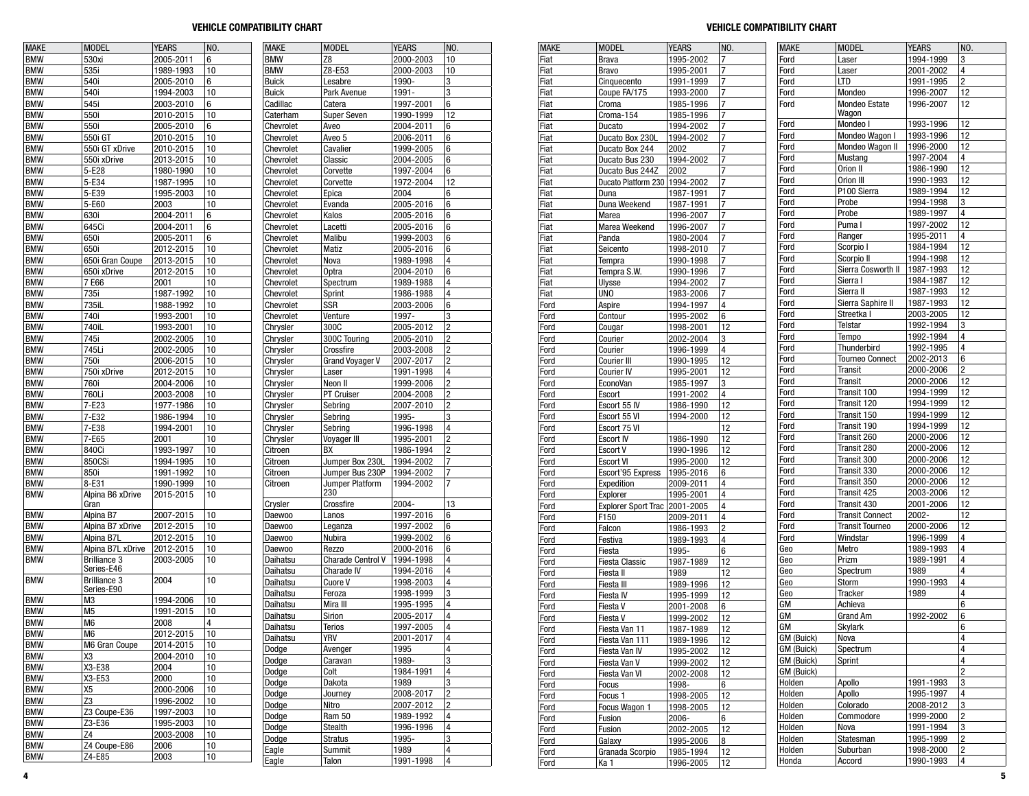## VEHICLE COMPATIBILITY CHART

| MAKE | MODEL | YEARS | NO. |
|---|---|---|---|
| BMW | 530xi | 2005-2011 | 6 |
| BMW | 535i | 1989-1993 | 10 |
| BMW | 540i | 2005-2010 | 6 |
| BMW | 540i | 1994-2003 | 10 |
| BMW | 545i | 2003-2010 | 6 |
| BMW | 550i | 2010-2015 | 10 |
| BMW | 550i | 2005-2010 | 6 |
| BMW | 550i GT | 2010-2015 | 10 |
| BMW | 550i GT xDrive | 2010-2015 | 10 |
| BMW | 550i xDrive | 2013-2015 | 10 |
| BMW | 5-E28 | 1980-1990 | 10 |
| BMW | 5-E34 | 1987-1995 | 10 |
| BMW | 5-E39 | 1995-2003 | 10 |
| BMW | 5-E60 | 2003 | 10 |
| BMW | 630i | 2004-2011 | 6 |
| BMW | 645Ci | 2004-2011 | 6 |
| BMW | 650i | 2005-2011 | 6 |
| BMW | 650i | 2012-2015 | 10 |
| BMW | 650i Gran Coupe | 2013-2015 | 10 |
| BMW | 650i xDrive | 2012-2015 | 10 |
| BMW | 7 E66 | 2001 | 10 |
| BMW | 735i | 1987-1992 | 10 |
| BMW | 735iL | 1988-1992 | 10 |
| BMW | 740i | 1993-2001 | 10 |
| BMW | 740iL | 1993-2001 | 10 |
| BMW | 745i | 2002-2005 | 10 |
| BMW | 745Li | 2002-2005 | 10 |
| BMW | 750i | 2006-2015 | 10 |
| BMW | 750i xDrive | 2012-2015 | 10 |
| BMW | 760i | 2004-2006 | 10 |
| BMW | 760Li | 2003-2008 | 10 |
| BMW | 7-E23 | 1977-1986 | 10 |
| BMW | 7-E32 | 1986-1994 | 10 |
| BMW | 7-E38 | 1994-2001 | 10 |
| BMW | 7-E65 | 2001 | 10 |
| BMW | 840Ci | 1993-1997 | 10 |
| BMW | 850CSi | 1994-1995 | 10 |
| BMW | 850i | 1991-1992 | 10 |
| BMW | 8-E31 | 1990-1999 | 10 |
| BMW | Alpina B6 xDrive Gran | 2015-2015 | 10 |
| BMW | Alpina B7 | 2007-2015 | 10 |
| BMW | Alpina B7 xDrive | 2012-2015 | 10 |
| BMW | Alpina B7L | 2012-2015 | 10 |
| BMW | Alpina B7L xDrive | 2012-2015 | 10 |
| BMW | Brilliance 3 Series-E46 | 2003-2005 | 10 |
| BMW | Brilliance 3 Series-E90 | 2004 | 10 |
| BMW | M3 | 1994-2006 | 10 |
| BMW | M5 | 1991-2015 | 10 |
| BMW | M6 | 2008 | 4 |
| BMW | M6 | 2012-2015 | 10 |
| BMW | M6 Gran Coupe | 2014-2015 | 10 |
| BMW | X3 | 2004-2010 | 10 |
| BMW | X3-E38 | 2004 | 10 |
| BMW | X3-E53 | 2000 | 10 |
| BMW | X5 | 2000-2006 | 10 |
| BMW | Z3 | 1996-2002 | 10 |
| BMW | Z3 Coupe-E36 | 1997-2003 | 10 |
| BMW | Z3-E36 | 1995-2003 | 10 |
| BMW | Z4 | 2003-2008 | 10 |
| BMW | Z4 Coupe-E86 | 2006 | 10 |
| BMW | Z4-E85 | 2003 | 10 |
| BMW | Z8 | 2000-2003 | 10 |
| BMW | Z8-E53 | 2000-2003 | 10 |
| Buick | Lesabre | 1990- | 3 |
| Buick | Park Avenue | 1991- | 3 |
| Cadillac | Catera | 1997-2001 | 6 |
| Caterham | Super Seven | 1990-1999 | 12 |
| Chevrolet | Aveo | 2004-2011 | 6 |
| Chevrolet | Aveo 5 | 2006-2011 | 6 |
| Chevrolet | Cavalier | 1999-2005 | 6 |
| Chevrolet | Classic | 2004-2005 | 6 |
| Chevrolet | Corvette | 1997-2004 | 6 |
| Chevrolet | Corvette | 1972-2004 | 12 |
| Chevrolet | Epica | 2004 | 6 |
| Chevrolet | Evanda | 2005-2016 | 6 |
| Chevrolet | Kalos | 2005-2016 | 6 |
| Chevrolet | Lacetti | 2005-2016 | 6 |
| Chevrolet | Malibu | 1999-2003 | 6 |
| Chevrolet | Matiz | 2005-2016 | 6 |
| Chevrolet | Nova | 1989-1998 | 4 |
| Chevrolet | Optra | 2004-2010 | 6 |
| Chevrolet | Spectrum | 1989-1988 | 4 |
| Chevrolet | Sprint | 1986-1988 | 4 |
| Chevrolet | SSR | 2003-2006 | 6 |
| Chevrolet | Venture | 1997- | 3 |
| Chrysler | 300C | 2005-2012 | 2 |
| Chrysler | 300C Touring | 2005-2010 | 2 |
| Chrysler | Crossfire | 2003-2008 | 2 |
| Chrysler | Grand Voyager V | 2007-2017 | 2 |
| Chrysler | Laser | 1991-1998 | 4 |
| Chrysler | Neon II | 1999-2006 | 2 |
| Chrysler | PT Cruiser | 2004-2008 | 2 |
| Chrysler | Sebring | 2007-2010 | 2 |
| Chrysler | Sebring | 1995- | 3 |
| Chrysler | Sebring | 1996-1998 | 4 |
| Chrysler | Voyager III | 1995-2001 | 2 |
| Citroen | BX | 1986-1994 | 2 |
| Citroen | Jumper Box 230L | 1994-2002 | 7 |
| Citroen | Jumper Bus 230P | 1994-2002 | 7 |
| Citroen | Jumper Platform 230 | 1994-2002 | 7 |
| Crysler | Crossfire | 2004- | 13 |
| Daewoo | Lanos | 1997-2016 | 6 |
| Daewoo | Leganza | 1997-2002 | 6 |
| Daewoo | Nubira | 1999-2002 | 6 |
| Daewoo | Rezzo | 2000-2016 | 6 |
| Daihatsu | Charade Centrol V | 1994-1998 | 4 |
| Daihatsu | Charade IV | 1994-2016 | 4 |
| Daihatsu | Cuore V | 1998-2003 | 4 |
| Daihatsu | Feroza | 1998-1999 | 3 |
| Daihatsu | Mira III | 1995-1995 | 4 |
| Daihatsu | Sirion | 2005-2017 | 4 |
| Daihatsu | Terios | 1997-2005 | 4 |
| Daihatsu | YRV | 2001-2017 | 4 |
| Dodge | Avenger | 1995 | 4 |
| Dodge | Caravan | 1989- | 3 |
| Dodge | Colt | 1984-1991 | 4 |
| Dodge | Dakota | 1989 | 3 |
| Dodge | Journey | 2008-2017 | 2 |
| Dodge | Nitro | 2007-2012 | 2 |
| Dodge | Ram 50 | 1989-1992 | 4 |
| Dodge | Stealth | 1996-1996 | 4 |
| Dodge | Stratus | 1995- | 3 |
| Eagle | Summit | 1989 | 4 |
| Eagle | Talon | 1991-1998 | 4 |
| Fiat | Brava | 1995-2002 | 7 |
| Fiat | Bravo | 1995-2001 | 7 |
| Fiat | Cinquecento | 1991-1999 | 7 |
| Fiat | Coupe FA/175 | 1993-2000 | 7 |
| Fiat | Croma | 1985-1996 | 7 |
| Fiat | Croma-154 | 1985-1996 | 7 |
| Fiat | Ducato | 1994-2002 | 7 |
| Fiat | Ducato Box 230L | 1994-2002 | 7 |
| Fiat | Ducato Box 244 | 2002 | 7 |
| Fiat | Ducato Bus 230 | 1994-2002 | 7 |
| Fiat | Ducato Bus 244Z | 2002 | 7 |
| Fiat | Ducato Platform 230 | 1994-2002 | 7 |
| Fiat | Duna | 1987-1991 | 7 |
| Fiat | Duna Weekend | 1987-1991 | 7 |
| Fiat | Marea | 1996-2007 | 7 |
| Fiat | Marea Weekend | 1996-2007 | 7 |
| Fiat | Panda | 1980-2004 | 7 |
| Fiat | Seicento | 1998-2010 | 7 |
| Fiat | Tempra | 1990-1998 | 7 |
| Fiat | Tempra S.W. | 1990-1996 | 7 |
| Fiat | Ulysse | 1994-2002 | 7 |
| Fiat | UNO | 1983-2006 | 7 |
| Ford | Aspire | 1994-1997 | 4 |
| Ford | Contour | 1995-2002 | 6 |
| Ford | Cougar | 1998-2001 | 12 |
| Ford | Courier | 2002-2004 | 3 |
| Ford | Courier | 1996-1999 | 4 |
| Ford | Courier III | 1990-1995 | 12 |
| Ford | Courier IV | 1995-2001 | 12 |
| Ford | EconoVan | 1985-1997 | 3 |
| Ford | Escort | 1991-2002 | 4 |
| Ford | Escort 55 IV | 1986-1990 | 12 |
| Ford | Escort 55 VI | 1994-2000 | 12 |
| Ford | Escort 75 VI | | 12 |
| Ford | Escort IV | 1986-1990 | 12 |
| Ford | Escort V | 1990-1996 | 12 |
| Ford | Escort VI | 1995-2000 | 12 |
| Ford | Escort'95 Express | 1995-2016 | 6 |
| Ford | Expedition | 2009-2011 | 4 |
| Ford | Explorer | 1995-2001 | 4 |
| Ford | Explorer Sport Trac | 2001-2005 | 4 |
| Ford | F150 | 2009-2011 | 4 |
| Ford | Falcon | 1986-1993 | 2 |
| Ford | Festiva | 1989-1993 | 4 |
| Ford | Fiesta | 1995- | 6 |
| Ford | Fiesta Classic | 1987-1989 | 12 |
| Ford | Fiesta II | 1989 | 12 |
| Ford | Fiesta III | 1989-1996 | 12 |
| Ford | Fiesta IV | 1995-1999 | 12 |
| Ford | Fiesta V | 2001-2008 | 6 |
| Ford | Fiesta V | 1999-2002 | 12 |
| Ford | Fiesta Van 11 | 1987-1989 | 12 |
| Ford | Fiesta Van 111 | 1989-1996 | 12 |
| Ford | Fiesta Van IV | 1995-2002 | 12 |
| Ford | Fiesta Van V | 1999-2002 | 12 |
| Ford | Fiesta Van VI | 2002-2008 | 12 |
| Ford | Focus | 1998- | 6 |
| Ford | Focus 1 | 1998-2005 | 12 |
| Ford | Focus Wagon 1 | 1998-2005 | 12 |
| Ford | Fusion | 2006- | 6 |
| Ford | Fusion | 2002-2005 | 12 |
| Ford | Galaxy | 1995-2006 | 8 |
| Ford | Granada Scorpio | 1985-1994 | 12 |
| Ford | Ka 1 | 1996-2005 | 12 |
| Ford | Laser | 1994-1999 | 3 |
| Ford | Laser | 2001-2002 | 4 |
| Ford | LTD | 1991-1995 | 2 |
| Ford | Mondeo | 1996-2007 | 12 |
| Ford | Mondeo Estate Wagon | 1996-2007 | 12 |
| Ford | Mondeo I | 1993-1996 | 12 |
| Ford | Mondeo Wagon I | 1993-1996 | 12 |
| Ford | Mondeo Wagon II | 1996-2000 | 12 |
| Ford | Mustang | 1997-2004 | 4 |
| Ford | Orion II | 1986-1990 | 12 |
| Ford | Orion III | 1990-1993 | 12 |
| Ford | P100 Sierra | 1989-1994 | 12 |
| Ford | Probe | 1994-1998 | 3 |
| Ford | Probe | 1989-1997 | 4 |
| Ford | Puma I | 1997-2002 | 12 |
| Ford | Ranger | 1995-2011 | 4 |
| Ford | Scorpio I | 1984-1994 | 12 |
| Ford | Scorpio II | 1994-1998 | 12 |
| Ford | Sierra Cosworth II | 1987-1993 | 12 |
| Ford | Sierra I | 1984-1987 | 12 |
| Ford | Sierra II | 1987-1993 | 12 |
| Ford | Sierra Saphire II | 1987-1993 | 12 |
| Ford | Streetka I | 2003-2005 | 12 |
| Ford | Telstar | 1992-1994 | 3 |
| Ford | Tempo | 1992-1994 | 4 |
| Ford | Thunderbird | 1992-1995 | 4 |
| Ford | Tourneo Connect | 2002-2013 | 6 |
| Ford | Transit | 2000-2006 | 2 |
| Ford | Transit | 2000-2006 | 12 |
| Ford | Transit 100 | 1994-1999 | 12 |
| Ford | Transit 120 | 1994-1999 | 12 |
| Ford | Transit 150 | 1994-1999 | 12 |
| Ford | Transit 190 | 1994-1999 | 12 |
| Ford | Transit 260 | 2000-2006 | 12 |
| Ford | Transit 280 | 2000-2006 | 12 |
| Ford | Transit 300 | 2000-2006 | 12 |
| Ford | Transit 330 | 2000-2006 | 12 |
| Ford | Transit 350 | 2000-2006 | 12 |
| Ford | Transit 425 | 2003-2006 | 12 |
| Ford | Transit 430 | 2001-2006 | 12 |
| Ford | Transit Connect | 2002- | 12 |
| Ford | Transit Tourneo | 2000-2006 | 12 |
| Ford | Windstar | 1996-1999 | 4 |
| Geo | Metro | 1989-1993 | 4 |
| Geo | Prizm | 1989-1991 | 4 |
| Geo | Spectrum | 1989 | 4 |
| Geo | Storm | 1990-1993 | 4 |
| Geo | Tracker | 1989 | 4 |
| GM | Achieva | | 6 |
| GM | Grand Am | 1992-2002 | 6 |
| GM | Skylark | | 6 |
| GM (Buick) | Nova | | 4 |
| GM (Buick) | Spectrum | | 4 |
| GM (Buick) | Sprint | | 4 |
| GM (Buick) | | | 2 |
| Holden | Apollo | 1991-1993 | 3 |
| Holden | Apollo | 1995-1997 | 4 |
| Holden | Colorado | 2008-2012 | 3 |
| Holden | Commodore | 1999-2000 | 2 |
| Holden | Nova | 1991-1994 | 3 |
| Holden | Statesman | 1995-1999 | 2 |
| Holden | Suburban | 1998-2000 | 2 |
| Honda | Accord | 1990-1993 | 4 |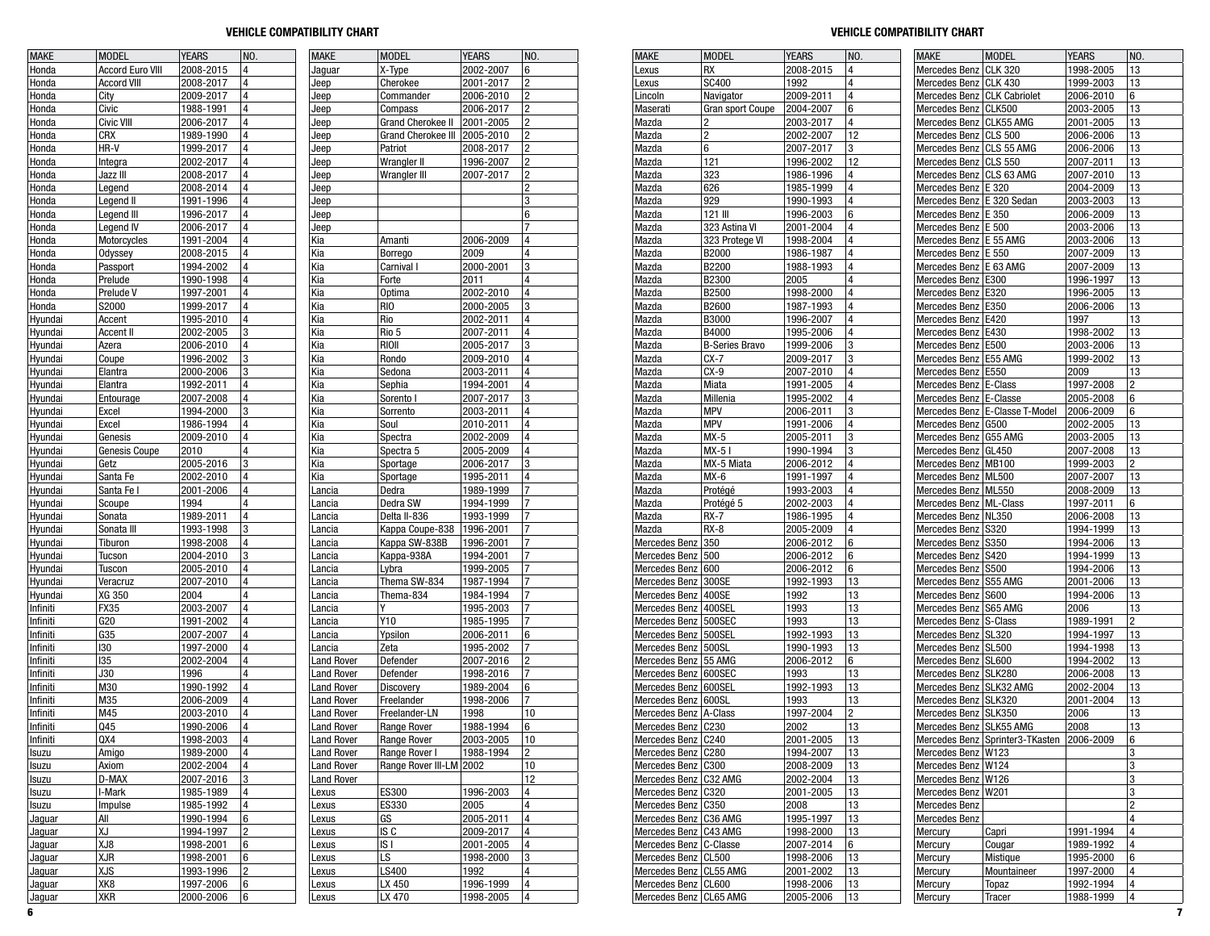## VEHICLE COMPATIBILITY CHART

| MAKE | MODEL | YEARS | NO. |
|---|---|---|---|
| Honda | Accord Euro VIII | 2008-2015 | 4 |
| Honda | Accord VIII | 2008-2017 | 4 |
| Honda | City | 2009-2017 | 4 |
| Honda | Civic | 1988-1991 | 4 |
| Honda | Civic VIII | 2006-2017 | 4 |
| Honda | CRX | 1989-1990 | 4 |
| Honda | HR-V | 1999-2017 | 4 |
| Honda | Integra | 2002-2017 | 4 |
| Honda | Jazz III | 2008-2017 | 4 |
| Honda | Legend | 2008-2014 | 4 |
| Honda | Legend II | 1991-1996 | 4 |
| Honda | Legend III | 1996-2017 | 4 |
| Honda | Legend IV | 2006-2017 | 4 |
| Honda | Motorcycles | 1991-2004 | 4 |
| Honda | Odyssey | 2008-2015 | 4 |
| Honda | Passport | 1994-2002 | 4 |
| Honda | Prelude | 1990-1998 | 4 |
| Honda | Prelude V | 1997-2001 | 4 |
| Honda | S2000 | 1999-2017 | 4 |
| Hyundai | Accent | 1995-2010 | 4 |
| Hyundai | Accent II | 2002-2005 | 3 |
| Hyundai | Azera | 2006-2010 | 4 |
| Hyundai | Coupe | 1996-2002 | 3 |
| Hyundai | Elantra | 2000-2006 | 3 |
| Hyundai | Elantra | 1992-2011 | 4 |
| Hyundai | Entourage | 2007-2008 | 4 |
| Hyundai | Excel | 1994-2000 | 3 |
| Hyundai | Excel | 1986-1994 | 4 |
| Hyundai | Genesis | 2009-2010 | 4 |
| Hyundai | Genesis Coupe | 2010 | 4 |
| Hyundai | Getz | 2005-2016 | 3 |
| Hyundai | Santa Fe | 2002-2010 | 4 |
| Hyundai | Santa Fe I | 2001-2006 | 4 |
| Hyundai | Scoupe | 1994 | 4 |
| Hyundai | Sonata | 1989-2011 | 4 |
| Hyundai | Sonata III | 1993-1998 | 3 |
| Hyundai | Tiburon | 1998-2008 | 4 |
| Hyundai | Tucson | 2004-2010 | 3 |
| Hyundai | Tuscon | 2005-2010 | 4 |
| Hyundai | Veracruz | 2007-2010 | 4 |
| Hyundai | XG 350 | 2004 | 4 |
| Infiniti | FX35 | 2003-2007 | 4 |
| Infiniti | G20 | 1991-2002 | 4 |
| Infiniti | G35 | 2007-2007 | 4 |
| Infiniti | I30 | 1997-2000 | 4 |
| Infiniti | I35 | 2002-2004 | 4 |
| Infiniti | J30 | 1996 | 4 |
| Infiniti | M30 | 1990-1992 | 4 |
| Infiniti | M35 | 2006-2009 | 4 |
| Infiniti | M45 | 2003-2010 | 4 |
| Infiniti | Q45 | 1990-2006 | 4 |
| Infiniti | QX4 | 1998-2003 | 4 |
| Isuzu | Amigo | 1989-2000 | 4 |
| Isuzu | Axiom | 2002-2004 | 4 |
| Isuzu | D-MAX | 2007-2016 | 3 |
| Isuzu | I-Mark | 1985-1989 | 4 |
| Isuzu | Impulse | 1985-1992 | 4 |
| Jaguar | All | 1990-1994 | 6 |
| Jaguar | XJ | 1994-1997 | 2 |
| Jaguar | XJ8 | 1998-2001 | 6 |
| Jaguar | XJR | 1998-2001 | 6 |
| Jaguar | XJS | 1993-1996 | 2 |
| Jaguar | XK8 | 1997-2006 | 6 |
| Jaguar | XKR | 2000-2006 | 6 |
| Jaguar | X-Type | 2002-2007 | 6 |
| Jeep | Cherokee | 2001-2017 | 2 |
| Jeep | Commander | 2006-2010 | 2 |
| Jeep | Compass | 2006-2017 | 2 |
| Jeep | Grand Cherokee II | 2001-2005 | 2 |
| Jeep | Grand Cherokee III | 2005-2010 | 2 |
| Jeep | Patriot | 2008-2017 | 2 |
| Jeep | Wrangler II | 1996-2007 | 2 |
| Jeep | Wrangler III | 2007-2017 | 2 |
| Jeep | | | 2 |
| Jeep | | | 3 |
| Jeep | | | 6 |
| Jeep | | | 7 |
| Kia | Amanti | 2006-2009 | 4 |
| Kia | Borrego | 2009 | 4 |
| Kia | Carnival I | 2000-2001 | 3 |
| Kia | Forte | 2011 | 4 |
| Kia | Optima | 2002-2010 | 4 |
| Kia | RIO | 2000-2005 | 3 |
| Kia | Rio | 2002-2011 | 4 |
| Kia | Rio 5 | 2007-2011 | 4 |
| Kia | RIOII | 2005-2017 | 3 |
| Kia | Rondo | 2009-2010 | 4 |
| Kia | Sedona | 2003-2011 | 4 |
| Kia | Sephia | 1994-2001 | 4 |
| Kia | Sorento I | 2007-2017 | 3 |
| Kia | Sorrento | 2003-2011 | 4 |
| Kia | Soul | 2010-2011 | 4 |
| Kia | Spectra | 2002-2009 | 4 |
| Kia | Spectra 5 | 2005-2009 | 4 |
| Kia | Sportage | 2006-2017 | 3 |
| Kia | Sportage | 1995-2011 | 4 |
| Lancia | Dedra | 1989-1999 | 7 |
| Lancia | Dedra SW | 1994-1999 | 7 |
| Lancia | Delta II-836 | 1993-1999 | 7 |
| Lancia | Kappa Coupe-838 | 1996-2001 | 7 |
| Lancia | Kappa SW-838B | 1996-2001 | 7 |
| Lancia | Kappa-938A | 1994-2001 | 7 |
| Lancia | Lybra | 1999-2005 | 7 |
| Lancia | Thema SW-834 | 1987-1994 | 7 |
| Lancia | Thema-834 | 1984-1994 | 7 |
| Lancia | Y | 1995-2003 | 7 |
| Lancia | Y10 | 1985-1995 | 7 |
| Lancia | Ypsilon | 2006-2011 | 6 |
| Lancia | Zeta | 1995-2002 | 7 |
| Land Rover | Defender | 2007-2016 | 2 |
| Land Rover | Defender | 1998-2016 | 7 |
| Land Rover | Discovery | 1989-2004 | 6 |
| Land Rover | Freelander | 1998-2006 | 7 |
| Land Rover | Freelander-LN | 1998 | 10 |
| Land Rover | Range Rover | 1988-1994 | 6 |
| Land Rover | Range Rover | 2003-2005 | 10 |
| Land Rover | Range Rover I | 1988-1994 | 2 |
| Land Rover | Range Rover III-LM | 2002 | 10 |
| Land Rover | | | 12 |
| Lexus | ES300 | 1996-2003 | 4 |
| Lexus | ES330 | 2005 | 4 |
| Lexus | GS | 2005-2011 | 4 |
| Lexus | IS C | 2009-2017 | 4 |
| Lexus | IS I | 2001-2005 | 4 |
| Lexus | LS | 1998-2000 | 3 |
| Lexus | LS400 | 1992 | 4 |
| Lexus | LX 450 | 1996-1999 | 4 |
| Lexus | LX 470 | 1998-2005 | 4 |

## VEHICLE COMPATIBILITY CHART

| MAKE | MODEL | YEARS | NO. |
|---|---|---|---|
| Lexus | RX | 2008-2015 | 4 |
| Lexus | SC400 | 1992 | 4 |
| Lincoln | Navigator | 2009-2011 | 4 |
| Maserati | Gran sport Coupe | 2004-2007 | 6 |
| Mazda | 2 | 2003-2017 | 4 |
| Mazda | 2 | 2002-2007 | 12 |
| Mazda | 6 | 2007-2017 | 3 |
| Mazda | 121 | 1996-2002 | 12 |
| Mazda | 323 | 1986-1996 | 4 |
| Mazda | 626 | 1985-1999 | 4 |
| Mazda | 929 | 1990-1993 | 4 |
| Mazda | 121 III | 1996-2003 | 6 |
| Mazda | 323 Astina VI | 2001-2004 | 4 |
| Mazda | 323 Protege VI | 1998-2004 | 4 |
| Mazda | B2000 | 1986-1987 | 4 |
| Mazda | B2200 | 1988-1993 | 4 |
| Mazda | B2300 | 2005 | 4 |
| Mazda | B2500 | 1998-2000 | 4 |
| Mazda | B2600 | 1987-1993 | 4 |
| Mazda | B3000 | 1996-2007 | 4 |
| Mazda | B4000 | 1995-2006 | 4 |
| Mazda | B-Series Bravo | 1999-2006 | 3 |
| Mazda | CX-7 | 2009-2017 | 3 |
| Mazda | CX-9 | 2007-2010 | 4 |
| Mazda | Miata | 1991-2005 | 4 |
| Mazda | Millenia | 1995-2002 | 4 |
| Mazda | MPV | 2006-2011 | 3 |
| Mazda | MPV | 1991-2006 | 4 |
| Mazda | MX-5 | 2005-2011 | 3 |
| Mazda | MX-5 I | 1990-1994 | 3 |
| Mazda | MX-5 Miata | 2006-2012 | 4 |
| Mazda | MX-6 | 1991-1997 | 4 |
| Mazda | Protégé | 1993-2003 | 4 |
| Mazda | Protégé 5 | 2002-2003 | 4 |
| Mazda | RX-7 | 1986-1995 | 4 |
| Mazda | RX-8 | 2005-2009 | 4 |
| Mercedes Benz | 350 | 2006-2012 | 6 |
| Mercedes Benz | 500 | 2006-2012 | 6 |
| Mercedes Benz | 600 | 2006-2012 | 6 |
| Mercedes Benz | 300SE | 1992-1993 | 13 |
| Mercedes Benz | 400SE | 1992 | 13 |
| Mercedes Benz | 400SEL | 1993 | 13 |
| Mercedes Benz | 500SEC | 1993 | 13 |
| Mercedes Benz | 500SEL | 1992-1993 | 13 |
| Mercedes Benz | 500SL | 1990-1993 | 13 |
| Mercedes Benz | 55 AMG | 2006-2012 | 6 |
| Mercedes Benz | 600SEC | 1993 | 13 |
| Mercedes Benz | 600SEL | 1992-1993 | 13 |
| Mercedes Benz | 600SL | 1993 | 13 |
| Mercedes Benz | A-Class | 1997-2004 | 2 |
| Mercedes Benz | C230 | 2002 | 13 |
| Mercedes Benz | C240 | 2001-2005 | 13 |
| Mercedes Benz | C280 | 1994-2007 | 13 |
| Mercedes Benz | C300 | 2008-2009 | 13 |
| Mercedes Benz | C32 AMG | 2002-2004 | 13 |
| Mercedes Benz | C320 | 2001-2005 | 13 |
| Mercedes Benz | C350 | 2008 | 13 |
| Mercedes Benz | C36 AMG | 1995-1997 | 13 |
| Mercedes Benz | C43 AMG | 1998-2000 | 13 |
| Mercedes Benz | C-Classe | 2007-2014 | 6 |
| Mercedes Benz | CL500 | 1998-2006 | 13 |
| Mercedes Benz | CL55 AMG | 2001-2002 | 13 |
| Mercedes Benz | CL600 | 1998-2006 | 13 |
| Mercedes Benz | CL65 AMG | 2005-2006 | 13 |
| Mercedes Benz | CLK 320 | 1998-2005 | 13 |
| Mercedes Benz | CLK 430 | 1999-2003 | 13 |
| Mercedes Benz | CLK Cabriolet | 2006-2010 | 6 |
| Mercedes Benz | CLK500 | 2003-2005 | 13 |
| Mercedes Benz | CLK55 AMG | 2001-2005 | 13 |
| Mercedes Benz | CLS 500 | 2006-2006 | 13 |
| Mercedes Benz | CLS 55 AMG | 2006-2006 | 13 |
| Mercedes Benz | CLS 550 | 2007-2011 | 13 |
| Mercedes Benz | CLS 63 AMG | 2007-2010 | 13 |
| Mercedes Benz | E 320 | 2004-2009 | 13 |
| Mercedes Benz | E 320 Sedan | 2003-2003 | 13 |
| Mercedes Benz | E 350 | 2006-2009 | 13 |
| Mercedes Benz | E 500 | 2003-2006 | 13 |
| Mercedes Benz | E 55 AMG | 2003-2006 | 13 |
| Mercedes Benz | E 550 | 2007-2009 | 13 |
| Mercedes Benz | E 63 AMG | 2007-2009 | 13 |
| Mercedes Benz | E300 | 1996-1997 | 13 |
| Mercedes Benz | E320 | 1996-2005 | 13 |
| Mercedes Benz | E350 | 2006-2006 | 13 |
| Mercedes Benz | E420 | 1997 | 13 |
| Mercedes Benz | E430 | 1998-2002 | 13 |
| Mercedes Benz | E500 | 2003-2006 | 13 |
| Mercedes Benz | E55 AMG | 1999-2002 | 13 |
| Mercedes Benz | E550 | 2009 | 13 |
| Mercedes Benz | E-Class | 1997-2008 | 2 |
| Mercedes Benz | E-Classe | 2005-2008 | 6 |
| Mercedes Benz | E-Classe T-Model | 2006-2009 | 6 |
| Mercedes Benz | G500 | 2002-2005 | 13 |
| Mercedes Benz | G55 AMG | 2003-2005 | 13 |
| Mercedes Benz | GL450 | 2007-2008 | 13 |
| Mercedes Benz | MB100 | 1999-2003 | 2 |
| Mercedes Benz | ML500 | 2007-2007 | 13 |
| Mercedes Benz | ML550 | 2008-2009 | 13 |
| Mercedes Benz | ML-Class | 1997-2011 | 6 |
| Mercedes Benz | NL350 | 2006-2008 | 13 |
| Mercedes Benz | S320 | 1994-1999 | 13 |
| Mercedes Benz | S350 | 1994-2006 | 13 |
| Mercedes Benz | S420 | 1994-1999 | 13 |
| Mercedes Benz | S500 | 1994-2006 | 13 |
| Mercedes Benz | S55 AMG | 2001-2006 | 13 |
| Mercedes Benz | S600 | 1994-2006 | 13 |
| Mercedes Benz | S65 AMG | 2006 | 13 |
| Mercedes Benz | S-Class | 1989-1991 | 2 |
| Mercedes Benz | SL320 | 1994-1997 | 13 |
| Mercedes Benz | SL500 | 1994-1998 | 13 |
| Mercedes Benz | SL600 | 1994-2002 | 13 |
| Mercedes Benz | SLK280 | 2006-2008 | 13 |
| Mercedes Benz | SLK32 AMG | 2002-2004 | 13 |
| Mercedes Benz | SLK320 | 2001-2004 | 13 |
| Mercedes Benz | SLK350 | 2006 | 13 |
| Mercedes Benz | SLK55 AMG | 2008 | 13 |
| Mercedes Benz | Sprinter3-TKasten | 2006-2009 | 6 |
| Mercedes Benz | W123 | | 3 |
| Mercedes Benz | W124 | | 3 |
| Mercedes Benz | W126 | | 3 |
| Mercedes Benz | W201 | | 3 |
| Mercedes Benz | | | 2 |
| Mercedes Benz | | | 4 |
| Mercury | Capri | 1991-1994 | 4 |
| Mercury | Cougar | 1989-1992 | 4 |
| Mercury | Mistique | 1995-2000 | 6 |
| Mercury | Mountaineer | 1997-2000 | 4 |
| Mercury | Topaz | 1992-1994 | 4 |
| Mercury | Tracer | 1988-1999 | 4 |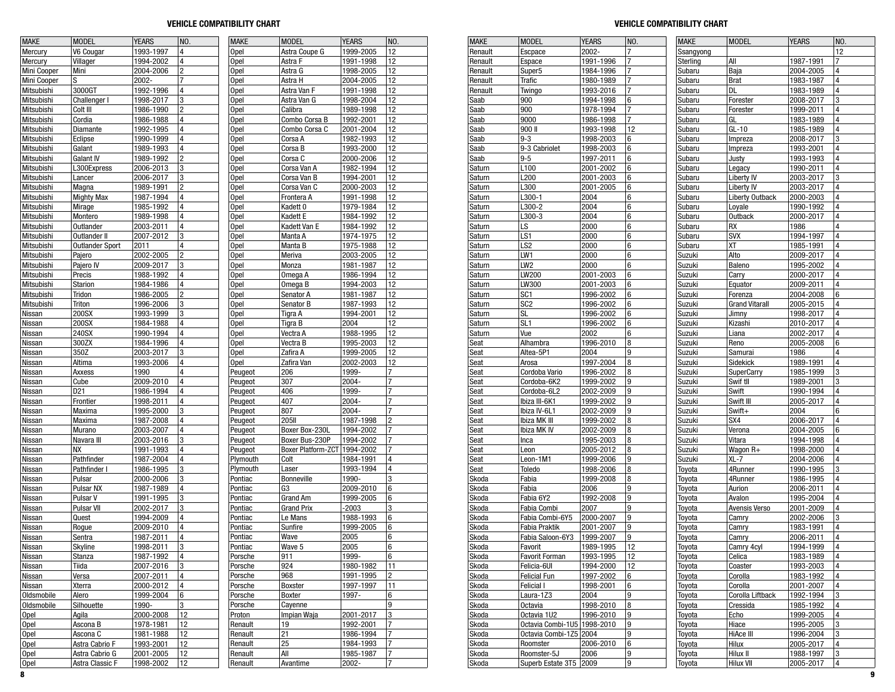## VEHICLE COMPATIBILITY CHART

| MAKE | MODEL | YEARS | NO. |
|---|---|---|---|
| Mercury | V6 Cougar | 1993-1997 | 4 |
| Mercury | Villager | 1994-2002 | 4 |
| Mini Cooper | Mini | 2004-2006 | 2 |
| Mini Cooper | S | 2002- | 7 |
| Mitsubishi | 3000GT | 1992-1996 | 4 |
| Mitsubishi | Challenger I | 1998-2017 | 3 |
| Mitsubishi | Colt III | 1986-1990 | 2 |
| Mitsubishi | Cordia | 1986-1988 | 4 |
| Mitsubishi | Diamante | 1992-1995 | 4 |
| Mitsubishi | Eclipse | 1990-1999 | 4 |
| Mitsubishi | Galant | 1989-1993 | 4 |
| Mitsubishi | Galant IV | 1989-1992 | 2 |
| Mitsubishi | L300Express | 2006-2013 | 3 |
| Mitsubishi | Lancer | 2006-2017 | 3 |
| Mitsubishi | Magna | 1989-1991 | 2 |
| Mitsubishi | Mighty Max | 1987-1994 | 4 |
| Mitsubishi | Mirage | 1985-1992 | 4 |
| Mitsubishi | Montero | 1989-1998 | 4 |
| Mitsubishi | Outlander | 2003-2011 | 4 |
| Mitsubishi | Outlander II | 2007-2012 | 3 |
| Mitsubishi | Outlander Sport | 2011 | 4 |
| Mitsubishi | Pajero | 2002-2005 | 2 |
| Mitsubishi | Pajero IV | 2009-2017 | 3 |
| Mitsubishi | Precis | 1988-1992 | 4 |
| Mitsubishi | Starion | 1984-1986 | 4 |
| Mitsubishi | Tridon | 1986-2005 | 2 |
| Mitsubishi | Triton | 1996-2006 | 3 |
| Nissan | 200SX | 1993-1999 | 3 |
| Nissan | 200SX | 1984-1988 | 4 |
| Nissan | 240SX | 1990-1994 | 4 |
| Nissan | 300ZX | 1984-1996 | 4 |
| Nissan | 350Z | 2003-2017 | 3 |
| Nissan | Altima | 1993-2006 | 4 |
| Nissan | Axxess | 1990 | 4 |
| Nissan | Cube | 2009-2010 | 4 |
| Nissan | D21 | 1986-1994 | 4 |
| Nissan | Frontier | 1998-2011 | 4 |
| Nissan | Maxima | 1995-2000 | 3 |
| Nissan | Maxima | 1987-2008 | 4 |
| Nissan | Murano | 2003-2007 | 4 |
| Nissan | Navara III | 2003-2016 | 3 |
| Nissan | NX | 1991-1993 | 4 |
| Nissan | Pathfinder | 1987-2004 | 4 |
| Nissan | Pathfinder I | 1986-1995 | 3 |
| Nissan | Pulsar | 2000-2006 | 3 |
| Nissan | Pulsar NX | 1987-1989 | 4 |
| Nissan | Pulsar V | 1991-1995 | 3 |
| Nissan | Pulsar VII | 2002-2017 | 3 |
| Nissan | Quest | 1994-2009 | 4 |
| Nissan | Rogue | 2009-2010 | 4 |
| Nissan | Sentra | 1987-2011 | 4 |
| Nissan | Skyline | 1998-2011 | 3 |
| Nissan | Stanza | 1987-1992 | 4 |
| Nissan | Tiida | 2007-2016 | 3 |
| Nissan | Versa | 2007-2011 | 4 |
| Nissan | Xterra | 2000-2012 | 4 |
| Oldsmobile | Alero | 1999-2004 | 6 |
| Oldsmobile | Silhouette | 1990- | 3 |
| Opel | Agila | 2000-2008 | 12 |
| Opel | Ascona B | 1978-1981 | 12 |
| Opel | Ascona C | 1981-1988 | 12 |
| Opel | Astra Cabrio F | 1993-2001 | 12 |
| Opel | Astra Cabrio G | 2001-2005 | 12 |
| Opel | Astra Classic F | 1998-2002 | 12 |
| Opel | Astra Coupe G | 1999-2005 | 12 |
| Opel | Astra F | 1991-1998 | 12 |
| Opel | Astra G | 1998-2005 | 12 |
| Opel | Astra H | 2004-2005 | 12 |
| Opel | Astra Van F | 1991-1998 | 12 |
| Opel | Astra Van G | 1998-2004 | 12 |
| Opel | Calibra | 1989-1998 | 12 |
| Opel | Combo Corsa B | 1992-2001 | 12 |
| Opel | Combo Corsa C | 2001-2004 | 12 |
| Opel | Corsa A | 1982-1993 | 12 |
| Opel | Corsa B | 1993-2000 | 12 |
| Opel | Corsa C | 2000-2006 | 12 |
| Opel | Corsa Van A | 1982-1994 | 12 |
| Opel | Corsa Van B | 1994-2001 | 12 |
| Opel | Corsa Van C | 2000-2003 | 12 |
| Opel | Frontera A | 1991-1998 | 12 |
| Opel | Kadett 0 | 1979-1984 | 12 |
| Opel | Kadett E | 1984-1992 | 12 |
| Opel | Kadett Van E | 1984-1992 | 12 |
| Opel | Manta A | 1974-1975 | 12 |
| Opel | Manta B | 1975-1988 | 12 |
| Opel | Meriva | 2003-2005 | 12 |
| Opel | Monza | 1981-1987 | 12 |
| Opel | Omega A | 1986-1994 | 12 |
| Opel | Omega B | 1994-2003 | 12 |
| Opel | Senator A | 1981-1987 | 12 |
| Opel | Senator B | 1987-1993 | 12 |
| Opel | Tigra A | 1994-2001 | 12 |
| Opel | Tigra B | 2004 | 12 |
| Opel | Vectra A | 1988-1995 | 12 |
| Opel | Vectra B | 1995-2003 | 12 |
| Opel | Zafira A | 1999-2005 | 12 |
| Opel | Zafira Van | 2002-2003 | 12 |
| Peugeot | 206 | 1999- | 7 |
| Peugeot | 307 | 2004- | 7 |
| Peugeot | 406 | 1999- | 7 |
| Peugeot | 407 | 2004- | 7 |
| Peugeot | 807 | 2004- | 7 |
| Peugeot | 205II | 1987-1998 | 2 |
| Peugeot | Boxer Box-230L | 1994-2002 | 7 |
| Peugeot | Boxer Bus-230P | 1994-2002 | 7 |
| Peugeot | Boxer Platform-ZCT | 1994-2002 | 7 |
| Plymouth | Colt | 1984-1991 | 4 |
| Plymouth | Laser | 1993-1994 | 4 |
| Pontiac | Bonneville | 1990- | 3 |
| Pontiac | G3 | 2009-2010 | 6 |
| Pontiac | Grand Am | 1999-2005 | 6 |
| Pontiac | Grand Prix | -2003 | 3 |
| Pontiac | Le Mans | 1988-1993 | 6 |
| Pontiac | Sunfire | 1999-2005 | 6 |
| Pontiac | Wave | 2005 | 6 |
| Pontiac | Wave 5 | 2005 | 6 |
| Porsche | 911 | 1999- | 6 |
| Porsche | 924 | 1980-1982 | 11 |
| Porsche | 968 | 1991-1995 | 2 |
| Porsche | Boxster | 1997-1997 | 11 |
| Porsche | Boxter | 1997- | 6 |
| Porsche | Cayenne | | 9 |
| Proton | Impian Waja | 2001-2017 | 3 |
| Renault | 19 | 1992-2001 | 7 |
| Renault | 21 | 1986-1994 | 7 |
| Renault | 25 | 1984-1993 | 7 |
| Renault | All | 1985-1987 | 7 |
| Renault | Avantime | 2002- | 7 |
| Renault | Escpace | 2002- | 7 |
| Renault | Espace | 1991-1996 | 7 |
| Renault | Super5 | 1984-1996 | 7 |
| Renault | Trafic | 1980-1989 | 7 |
| Renault | Twingo | 1993-2016 | 7 |
| Saab | 900 | 1994-1998 | 6 |
| Saab | 900 | 1978-1994 | 7 |
| Saab | 9000 | 1986-1998 | 7 |
| Saab | 900 II | 1993-1998 | 12 |
| Saab | 9-3 | 1998-2003 | 6 |
| Saab | 9-3 Cabriolet | 1998-2003 | 6 |
| Saab | 9-5 | 1997-2011 | 6 |
| Saturn | L100 | 2001-2002 | 6 |
| Saturn | L200 | 2001-2003 | 6 |
| Saturn | L300 | 2001-2005 | 6 |
| Saturn | L300-1 | 2004 | 6 |
| Saturn | L300-2 | 2004 | 6 |
| Saturn | L300-3 | 2004 | 6 |
| Saturn | LS | 2000 | 6 |
| Saturn | LS1 | 2000 | 6 |
| Saturn | LS2 | 2000 | 6 |
| Saturn | LW1 | 2000 | 6 |
| Saturn | LW2 | 2000 | 6 |
| Saturn | LW200 | 2001-2003 | 6 |
| Saturn | LW300 | 2001-2003 | 6 |
| Saturn | SC1 | 1996-2002 | 6 |
| Saturn | SC2 | 1996-2002 | 6 |
| Saturn | SL | 1996-2002 | 6 |
| Saturn | SL1 | 1996-2002 | 6 |
| Saturn | Vue | 2002 | 6 |
| Seat | Alhambra | 1996-2010 | 8 |
| Seat | Altea-5P1 | 2004 | 9 |
| Seat | Arosa | 1997-2004 | 8 |
| Seat | Cordoba Vario | 1996-2002 | 8 |
| Seat | Cordoba-6K2 | 1999-2002 | 9 |
| Seat | Cordoba-6L2 | 2002-2009 | 9 |
| Seat | Ibiza III-6K1 | 1999-2002 | 9 |
| Seat | Ibiza IV-6L1 | 2002-2009 | 9 |
| Seat | Ibiza MK III | 1999-2002 | 8 |
| Seat | Ibiza MK IV | 2002-2009 | 8 |
| Seat | Inca | 1995-2003 | 8 |
| Seat | Leon | 2005-2012 | 8 |
| Seat | Leon-1M1 | 1999-2006 | 9 |
| Seat | Toledo | 1998-2006 | 8 |
| Skoda | Fabia | 1999-2008 | 8 |
| Skoda | Fabia | 2006 | 9 |
| Skoda | Fabia 6Y2 | 1992-2008 | 9 |
| Skoda | Fabia Combi | 2007 | 9 |
| Skoda | Fabia Combi-6Y5 | 2000-2007 | 9 |
| Skoda | Fabia Praktik | 2001-2007 | 9 |
| Skoda | Fabia Saloon-6Y3 | 1999-2007 | 9 |
| Skoda | Favorit | 1989-1995 | 12 |
| Skoda | Favorit Forman | 1993-1995 | 12 |
| Skoda | Felicia-6UI | 1994-2000 | 12 |
| Skoda | Felicial Fun | 1997-2002 | 6 |
| Skoda | Felicial I | 1998-2001 | 6 |
| Skoda | Laura-1Z3 | 2004 | 9 |
| Skoda | Octavia | 1998-2010 | 8 |
| Skoda | Octavia 1U2 | 1996-2010 | 9 |
| Skoda | Octavia Combi-1U5 | 1998-2010 | 9 |
| Skoda | Octavia Combi-1Z5 | 2004 | 9 |
| Skoda | Roomster | 2006-2010 | 6 |
| Skoda | Roomster-5J | 2006 | 9 |
| Skoda | Superb Estate 3T5 | 2009 | 9 |
| Ssangyong | | | 12 |
| Sterling | All | 1987-1991 | 7 |
| Subaru | Baja | 2004-2005 | 4 |
| Subaru | Brat | 1983-1987 | 4 |
| Subaru | DL | 1983-1989 | 4 |
| Subaru | Forester | 2008-2017 | 3 |
| Subaru | Forester | 1999-2011 | 4 |
| Subaru | GL | 1983-1989 | 4 |
| Subaru | GL-10 | 1985-1989 | 4 |
| Subaru | Impreza | 2008-2017 | 3 |
| Subaru | Impreza | 1993-2001 | 4 |
| Subaru | Justy | 1993-1993 | 4 |
| Subaru | Legacy | 1990-2011 | 4 |
| Subaru | Liberty IV | 2003-2017 | 3 |
| Subaru | Liberty IV | 2003-2017 | 4 |
| Subaru | Liberty Outback | 2000-2003 | 4 |
| Subaru | Loyale | 1990-1992 | 4 |
| Subaru | Outback | 2000-2017 | 4 |
| Subaru | RX | 1986 | 4 |
| Subaru | SVX | 1994-1997 | 4 |
| Subaru | XT | 1985-1991 | 4 |
| Suzuki | Alto | 2009-2017 | 4 |
| Suzuki | Baleno | 1995-2002 | 4 |
| Suzuki | Carry | 2000-2017 | 4 |
| Suzuki | Equator | 2009-2011 | 4 |
| Suzuki | Forenza | 2004-2008 | 6 |
| Suzuki | Grand Vitarall | 2005-2015 | 4 |
| Suzuki | Jimny | 1998-2017 | 4 |
| Suzuki | Kizashi | 2010-2017 | 4 |
| Suzuki | Liana | 2002-2017 | 4 |
| Suzuki | Reno | 2005-2008 | 6 |
| Suzuki | Samurai | 1986 | 4 |
| Suzuki | Sidekick | 1989-1991 | 4 |
| Suzuki | SuperCarry | 1985-1999 | 3 |
| Suzuki | Swif tll | 1989-2001 | 3 |
| Suzuki | Swift | 1990-1994 | 4 |
| Suzuki | Swift III | 2005-2017 | 4 |
| Suzuki | Swift+ | 2004 | 6 |
| Suzuki | SX4 | 2006-2017 | 4 |
| Suzuki | Verona | 2004-2005 | 6 |
| Suzuki | Vitara | 1994-1998 | 4 |
| Suzuki | Wagon R+ | 1998-2000 | 4 |
| Suzuki | XL-7 | 2004-2006 | 4 |
| Toyota | 4Runner | 1990-1995 | 3 |
| Toyota | 4Runner | 1986-1995 | 4 |
| Toyota | Aurion | 2006-2011 | 4 |
| Toyota | Avalon | 1995-2004 | 4 |
| Toyota | Avensis Verso | 2001-2009 | 4 |
| Toyota | Camry | 2002-2006 | 3 |
| Toyota | Camry | 1983-1991 | 4 |
| Toyota | Camry | 2006-2011 | 4 |
| Toyota | Camry 4cyl | 1994-1999 | 4 |
| Toyota | Celica | 1983-1989 | 4 |
| Toyota | Coaster | 1993-2003 | 4 |
| Toyota | Corolla | 1983-1992 | 4 |
| Toyota | Corolla | 2001-2007 | 4 |
| Toyota | Corolla Liftback | 1992-1994 | 3 |
| Toyota | Cressida | 1985-1992 | 4 |
| Toyota | Echo | 1999-2005 | 4 |
| Toyota | Hiace | 1995-2005 | 3 |
| Toyota | HiAce III | 1996-2004 | 3 |
| Toyota | Hilux | 2005-2017 | 4 |
| Toyota | Hilux II | 1988-1997 | 3 |
| Toyota | Hilux VII | 2005-2017 | 4 |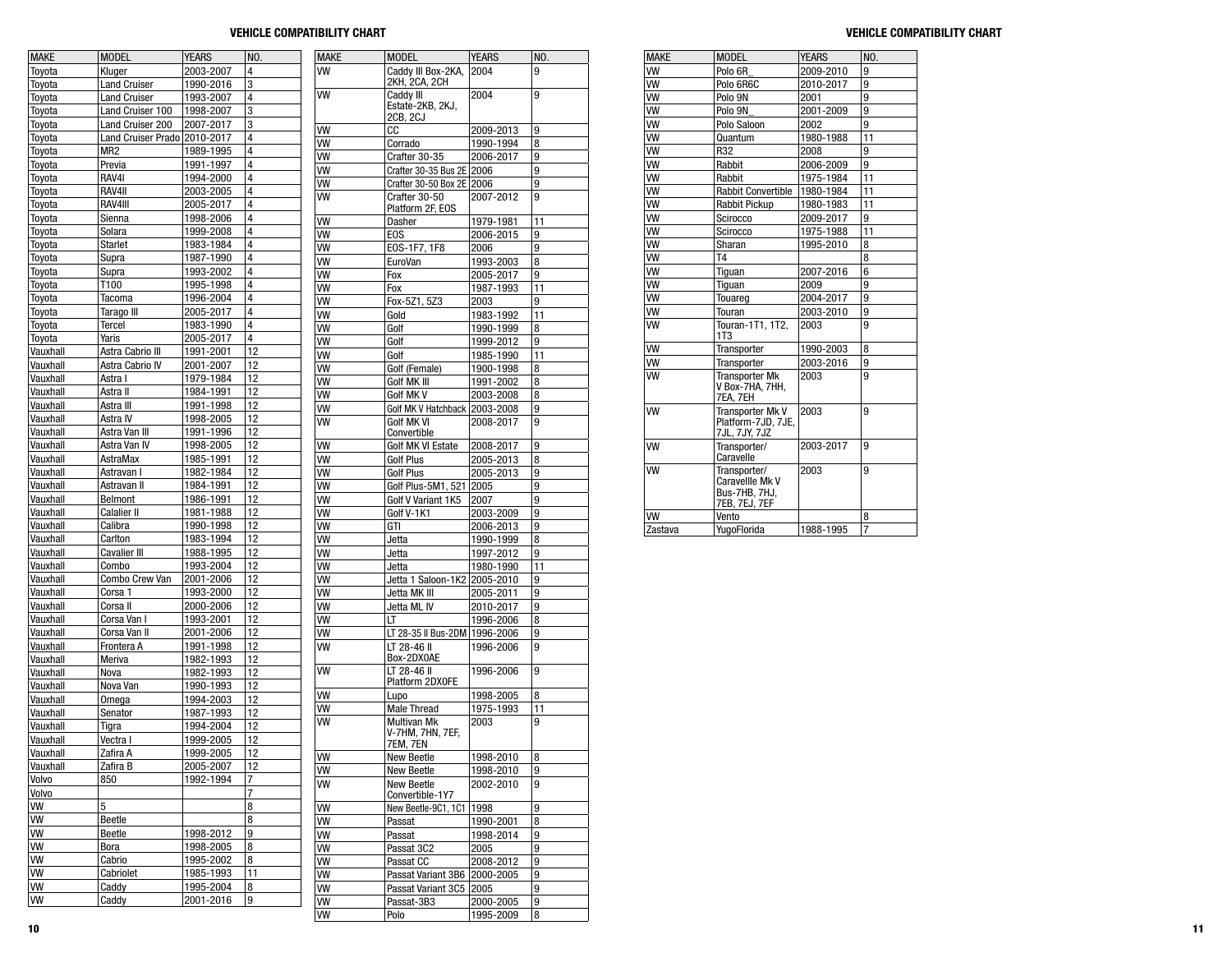## VEHICLE COMPATIBILITY CHART

| MAKE | MODEL | YEARS | NO. |
|---|---|---|---|
| Toyota | Kluger | 2003-2007 | 4 |
| Toyota | Land Cruiser | 1990-2016 | 3 |
| Toyota | Land Cruiser | 1993-2007 | 4 |
| Toyota | Land Cruiser 100 | 1998-2007 | 3 |
| Toyota | Land Cruiser 200 | 2007-2017 | 3 |
| Toyota | Land Cruiser Prado | 2010-2017 | 4 |
| Toyota | MR2 | 1989-1995 | 4 |
| Toyota | Previa | 1991-1997 | 4 |
| Toyota | RAV4I | 1994-2000 | 4 |
| Toyota | RAV4II | 2003-2005 | 4 |
| Toyota | RAV4III | 2005-2017 | 4 |
| Toyota | Sienna | 1998-2006 | 4 |
| Toyota | Solara | 1999-2008 | 4 |
| Toyota | Starlet | 1983-1984 | 4 |
| Toyota | Supra | 1987-1990 | 4 |
| Toyota | Supra | 1993-2002 | 4 |
| Toyota | T100 | 1995-1998 | 4 |
| Toyota | Tacoma | 1996-2004 | 4 |
| Toyota | Tarago III | 2005-2017 | 4 |
| Toyota | Tercel | 1983-1990 | 4 |
| Toyota | Yaris | 2005-2017 | 4 |
| Vauxhall | Astra Cabrio III | 1991-2001 | 12 |
| Vauxhall | Astra Cabrio IV | 2001-2007 | 12 |
| Vauxhall | Astra I | 1979-1984 | 12 |
| Vauxhall | Astra II | 1984-1991 | 12 |
| Vauxhall | Astra III | 1991-1998 | 12 |
| Vauxhall | Astra IV | 1998-2005 | 12 |
| Vauxhall | Astra Van III | 1991-1996 | 12 |
| Vauxhall | Astra Van IV | 1998-2005 | 12 |
| Vauxhall | AstraMax | 1985-1991 | 12 |
| Vauxhall | Astravan I | 1982-1984 | 12 |
| Vauxhall | Astravan II | 1984-1991 | 12 |
| Vauxhall | Belmont | 1986-1991 | 12 |
| Vauxhall | Calalier II | 1981-1988 | 12 |
| Vauxhall | Calibra | 1990-1998 | 12 |
| Vauxhall | Carlton | 1983-1994 | 12 |
| Vauxhall | Cavalier III | 1988-1995 | 12 |
| Vauxhall | Combo | 1993-2004 | 12 |
| Vauxhall | Combo Crew Van | 2001-2006 | 12 |
| Vauxhall | Corsa 1 | 1993-2000 | 12 |
| Vauxhall | Corsa II | 2000-2006 | 12 |
| Vauxhall | Corsa Van I | 1993-2001 | 12 |
| Vauxhall | Corsa Van II | 2001-2006 | 12 |
| Vauxhall | Frontera A | 1991-1998 | 12 |
| Vauxhall | Meriva | 1982-1993 | 12 |
| Vauxhall | Nova | 1982-1993 | 12 |
| Vauxhall | Nova Van | 1990-1993 | 12 |
| Vauxhall | Omega | 1994-2003 | 12 |
| Vauxhall | Senator | 1987-1993 | 12 |
| Vauxhall | Tigra | 1994-2004 | 12 |
| Vauxhall | Vectra I | 1999-2005 | 12 |
| Vauxhall | Zafira A | 1999-2005 | 12 |
| Vauxhall | Zafira B | 2005-2007 | 12 |
| Volvo | 850 | 1992-1994 | 7 |
| Volvo | | | 7 |
| VW | 5 | | 8 |
| VW | Beetle | | 8 |
| VW | Beetle | 1998-2012 | 9 |
| VW | Bora | 1998-2005 | 8 |
| VW | Cabrio | 1995-2002 | 8 |
| VW | Cabriolet | 1985-1993 | 11 |
| VW | Caddy | 1995-2004 | 8 |
| VW | Caddy | 2001-2016 | 9 |
| VW | Caddy III Box-2KA, 2KH, 2CA, 2CH | 2004 | 9 |
| VW | Caddy III Estate-2KB, 2KJ, 2CB, 2CJ | 2004 | 9 |
| VW | CC | 2009-2013 | 9 |
| VW | Corrado | 1990-1994 | 8 |
| VW | Crafter 30-35 | 2006-2017 | 9 |
| VW | Crafter 30-35 Bus 2E | 2006 | 9 |
| VW | Crafter 30-50 Box 2E | 2006 | 9 |
| VW | Crafter 30-50 Platform 2F, EOS | 2007-2012 | 9 |
| VW | Dasher | 1979-1981 | 11 |
| VW | EOS | 2006-2015 | 9 |
| VW | EOS-1F7, 1F8 | 2006 | 9 |
| VW | EuroVan | 1993-2003 | 8 |
| VW | Fox | 2005-2017 | 9 |
| VW | Fox | 1987-1993 | 11 |
| VW | Fox-5Z1, 5Z3 | 2003 | 9 |
| VW | Gold | 1983-1992 | 11 |
| VW | Golf | 1990-1999 | 8 |
| VW | Golf | 1999-2012 | 9 |
| VW | Golf | 1985-1990 | 11 |
| VW | Golf (Female) | 1900-1998 | 8 |
| VW | Golf MK III | 1991-2002 | 8 |
| VW | Golf MK V | 2003-2008 | 8 |
| VW | Golf MK V Hatchback | 2003-2008 | 9 |
| VW | Golf MK VI Convertible | 2008-2017 | 9 |
| VW | Golf MK VI Estate | 2008-2017 | 9 |
| VW | Golf Plus | 2005-2013 | 8 |
| VW | Golf Plus | 2005-2013 | 9 |
| VW | Golf Plus-5M1, 521 | 2005 | 9 |
| VW | Golf V Variant 1K5 | 2007 | 9 |
| VW | Golf V-1K1 | 2003-2009 | 9 |
| VW | GTI | 2006-2013 | 9 |
| VW | Jetta | 1990-1999 | 8 |
| VW | Jetta | 1997-2012 | 9 |
| VW | Jetta | 1980-1990 | 11 |
| VW | Jetta 1 Saloon-1K2 | 2005-2010 | 9 |
| VW | Jetta MK III | 2005-2011 | 9 |
| VW | Jetta ML IV | 2010-2017 | 9 |
| VW | LT | 1996-2006 | 8 |
| VW | LT 28-35 II Bus-2DM | 1996-2006 | 9 |
| VW | LT 28-46 II Box-2DX0AE | 1996-2006 | 9 |
| VW | LT 28-46 II Platform 2DX0FE | 1996-2006 | 9 |
| VW | Lupo | 1998-2005 | 8 |
| VW | Male Thread | 1975-1993 | 11 |
| VW | Multivan Mk V-7HM, 7HN, 7EF, 7EM, 7EN | 2003 | 9 |
| VW | New Beetle | 1998-2010 | 8 |
| VW | New Beetle | 1998-2010 | 9 |
| VW | New Beetle Convertible-1Y7 | 2002-2010 | 9 |
| VW | New Beetle-9C1, 1C1 | 1998 | 9 |
| VW | Passat | 1990-2001 | 8 |
| VW | Passat | 1998-2014 | 9 |
| VW | Passat 3C2 | 2005 | 9 |
| VW | Passat CC | 2008-2012 | 9 |
| VW | Passat Variant 3B6 | 2000-2005 | 9 |
| VW | Passat Variant 3C5 | 2005 | 9 |
| VW | Passat-3B3 | 2000-2005 | 9 |
| VW | Polo | 1995-2009 | 8 |
| VW | Polo 6R_ | 2009-2010 | 9 |
| VW | Polo 6R6C | 2010-2017 | 9 |
| VW | Polo 9N | 2001 | 9 |
| VW | Polo 9N_ | 2001-2009 | 9 |
| VW | Polo Saloon | 2002 | 9 |
| VW | Quantum | 1980-1988 | 11 |
| VW | R32 | 2008 | 9 |
| VW | Rabbit | 2006-2009 | 9 |
| VW | Rabbit | 1975-1984 | 11 |
| VW | Rabbit Convertible | 1980-1984 | 11 |
| VW | Rabbit Pickup | 1980-1983 | 11 |
| VW | Scirocco | 2009-2017 | 9 |
| VW | Scirocco | 1975-1988 | 11 |
| VW | Sharan | 1995-2010 | 8 |
| VW | T4 | | 8 |
| VW | Tiguan | 2007-2016 | 6 |
| VW | Tiguan | 2009 | 9 |
| VW | Touareg | 2004-2017 | 9 |
| VW | Touran | 2003-2010 | 9 |
| VW | Touran-1T1, 1T2, 1T3 | 2003 | 9 |
| VW | Transporter | 1990-2003 | 8 |
| VW | Transporter | 2003-2016 | 9 |
| VW | Transporter Mk V Box-7HA, 7HH, 7EA, 7EH | 2003 | 9 |
| VW | Transporter Mk V Platform-7JD, 7JE, 7JL, 7JY, 7JZ | 2003 | 9 |
| VW | Transporter/ Caravelle | 2003-2017 | 9 |
| VW | Transporter/ Caravellle Mk V Bus-7HB, 7HJ, 7EB, 7EJ, 7EF | 2003 | 9 |
| VW | Vento | | 8 |
| Zastava | YugoFlorida | 1988-1995 | 7 |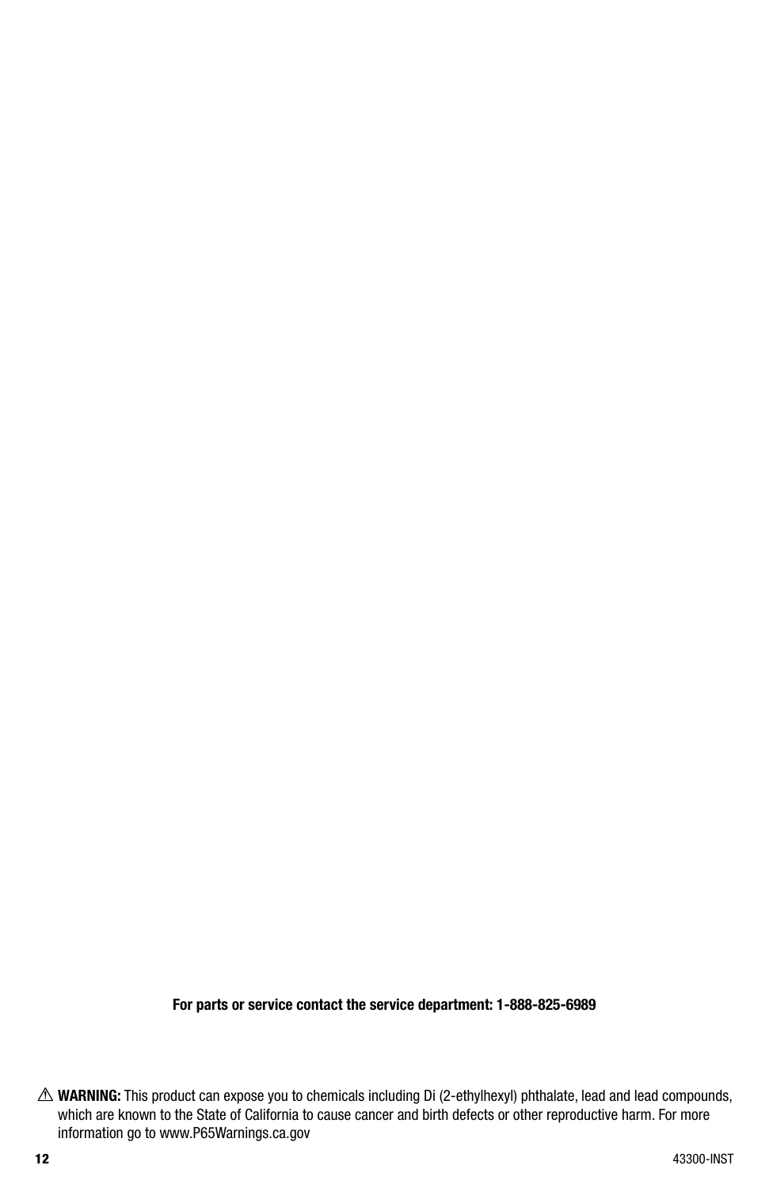**For parts or service contact the service department: 1-888-825-6989**

⚠ **WARNING:** This product can expose you to chemicals including Di (2-ethylhexyl) phthalate, lead and lead compounds, which are known to the State of California to cause cancer and birth defects or other reproductive harm. For more information go to www.P65Warnings.ca.gov

43300-INST